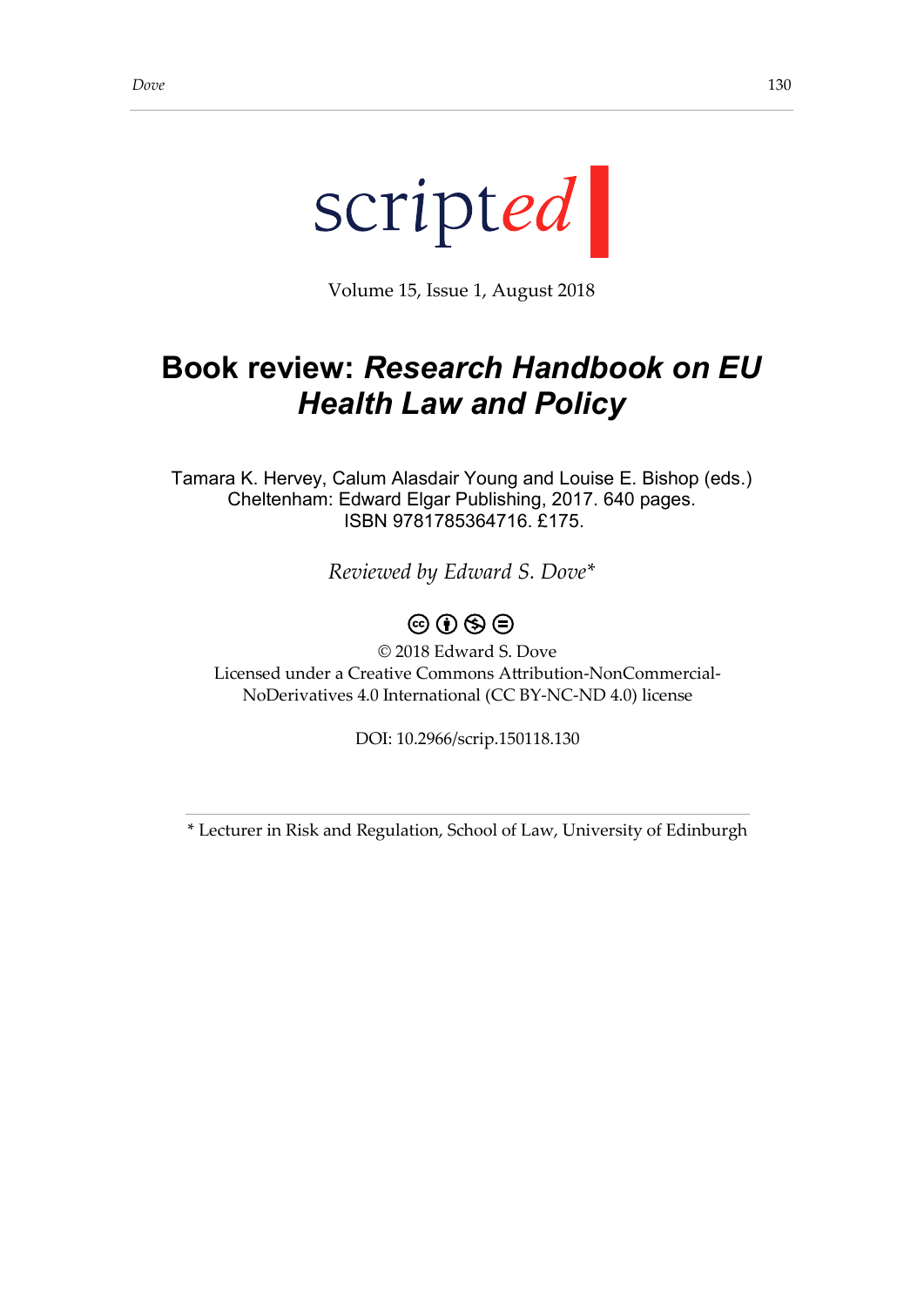scripted

Volume 15, Issue 1, August 2018

# Book review: *Research Handbook on EU Health Law and Policy*

Tamara K. Hervey, Calum Alasdair Young and Louise E. Bishop (eds.)
Cheltenham: Edward Elgar Publishing, 2017. 640 pages.
ISBN 9781785364716. £175.

*Reviewed by Edward S. Dove**

© 2018 Edward S. Dove
Licensed under a Creative Commons Attribution-NonCommercial-NoDerivatives 4.0 International (CC BY-NC-ND 4.0) license

DOI: 10.2966/scrip.150118.130

* Lecturer in Risk and Regulation, School of Law, University of Edinburgh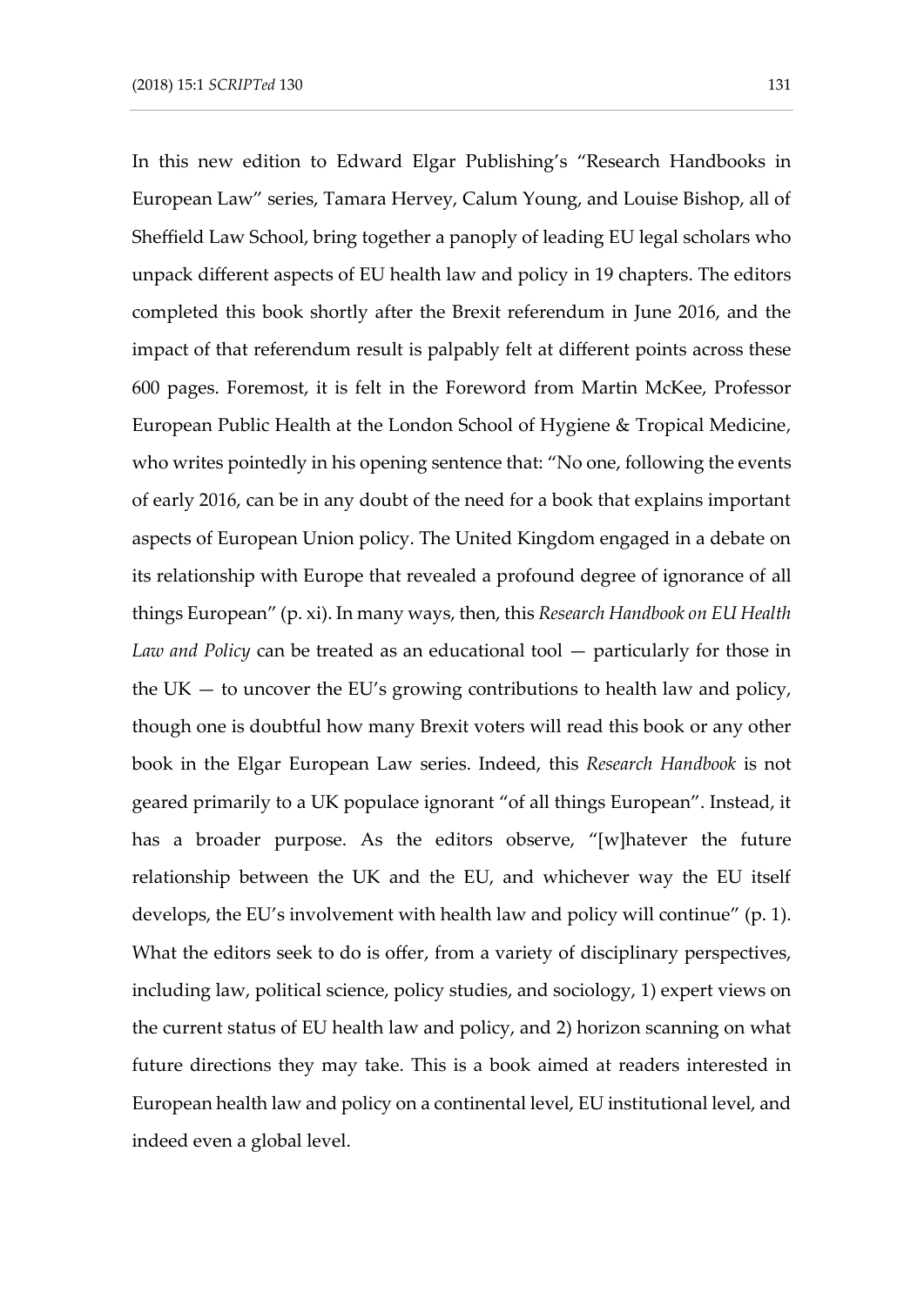In this new edition to Edward Elgar Publishing's "Research Handbooks in European Law" series, Tamara Hervey, Calum Young, and Louise Bishop, all of Sheffield Law School, bring together a panoply of leading EU legal scholars who unpack different aspects of EU health law and policy in 19 chapters. The editors completed this book shortly after the Brexit referendum in June 2016, and the impact of that referendum result is palpably felt at different points across these 600 pages. Foremost, it is felt in the Foreword from Martin McKee, Professor European Public Health at the London School of Hygiene & Tropical Medicine, who writes pointedly in his opening sentence that: "No one, following the events of early 2016, can be in any doubt of the need for a book that explains important aspects of European Union policy. The United Kingdom engaged in a debate on its relationship with Europe that revealed a profound degree of ignorance of all things European" (p. xi). In many ways, then, this *Research Handbook on EU Health Law and Policy* can be treated as an educational tool — particularly for those in the UK — to uncover the EU's growing contributions to health law and policy, though one is doubtful how many Brexit voters will read this book or any other book in the Elgar European Law series. Indeed, this *Research Handbook* is not geared primarily to a UK populace ignorant "of all things European". Instead, it has a broader purpose. As the editors observe, "[w]hatever the future relationship between the UK and the EU, and whichever way the EU itself develops, the EU's involvement with health law and policy will continue" (p. 1). What the editors seek to do is offer, from a variety of disciplinary perspectives, including law, political science, policy studies, and sociology, 1) expert views on the current status of EU health law and policy, and 2) horizon scanning on what future directions they may take. This is a book aimed at readers interested in European health law and policy on a continental level, EU institutional level, and indeed even a global level.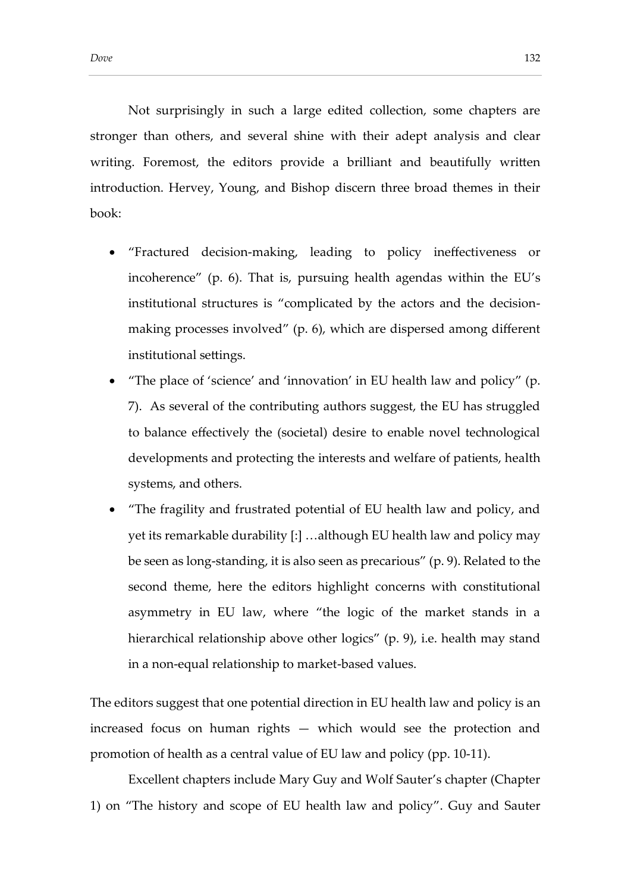Not surprisingly in such a large edited collection, some chapters are stronger than others, and several shine with their adept analysis and clear writing. Foremost, the editors provide a brilliant and beautifully written introduction. Hervey, Young, and Bishop discern three broad themes in their book:

- "Fractured decision-making, leading to policy ineffectiveness or incoherence" (p. 6). That is, pursuing health agendas within the EU's institutional structures is "complicated by the actors and the decision-making processes involved" (p. 6), which are dispersed among different institutional settings.
- "The place of 'science' and 'innovation' in EU health law and policy" (p. 7). As several of the contributing authors suggest, the EU has struggled to balance effectively the (societal) desire to enable novel technological developments and protecting the interests and welfare of patients, health systems, and others.
- "The fragility and frustrated potential of EU health law and policy, and yet its remarkable durability [:] …although EU health law and policy may be seen as long-standing, it is also seen as precarious" (p. 9). Related to the second theme, here the editors highlight concerns with constitutional asymmetry in EU law, where "the logic of the market stands in a hierarchical relationship above other logics" (p. 9), i.e. health may stand in a non-equal relationship to market-based values.

The editors suggest that one potential direction in EU health law and policy is an increased focus on human rights — which would see the protection and promotion of health as a central value of EU law and policy (pp. 10-11).

Excellent chapters include Mary Guy and Wolf Sauter's chapter (Chapter 1) on "The history and scope of EU health law and policy". Guy and Sauter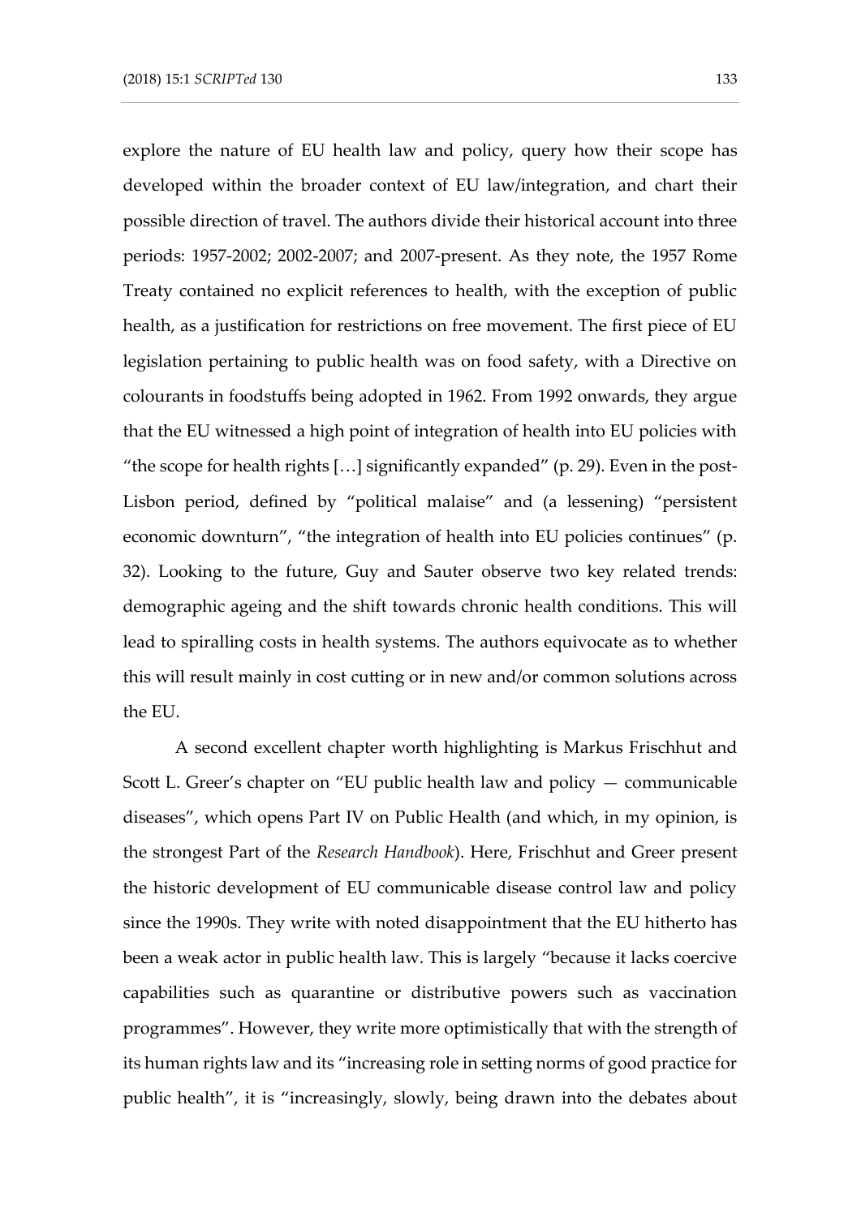explore the nature of EU health law and policy, query how their scope has developed within the broader context of EU law/integration, and chart their possible direction of travel. The authors divide their historical account into three periods: 1957-2002; 2002-2007; and 2007-present. As they note, the 1957 Rome Treaty contained no explicit references to health, with the exception of public health, as a justification for restrictions on free movement. The first piece of EU legislation pertaining to public health was on food safety, with a Directive on colourants in foodstuffs being adopted in 1962. From 1992 onwards, they argue that the EU witnessed a high point of integration of health into EU policies with "the scope for health rights […] significantly expanded" (p. 29). Even in the post-Lisbon period, defined by "political malaise" and (a lessening) "persistent economic downturn", "the integration of health into EU policies continues" (p. 32). Looking to the future, Guy and Sauter observe two key related trends: demographic ageing and the shift towards chronic health conditions. This will lead to spiralling costs in health systems. The authors equivocate as to whether this will result mainly in cost cutting or in new and/or common solutions across the EU.

A second excellent chapter worth highlighting is Markus Frischhut and Scott L. Greer's chapter on "EU public health law and policy — communicable diseases", which opens Part IV on Public Health (and which, in my opinion, is the strongest Part of the *Research Handbook*). Here, Frischhut and Greer present the historic development of EU communicable disease control law and policy since the 1990s. They write with noted disappointment that the EU hitherto has been a weak actor in public health law. This is largely "because it lacks coercive capabilities such as quarantine or distributive powers such as vaccination programmes". However, they write more optimistically that with the strength of its human rights law and its "increasing role in setting norms of good practice for public health", it is "increasingly, slowly, being drawn into the debates about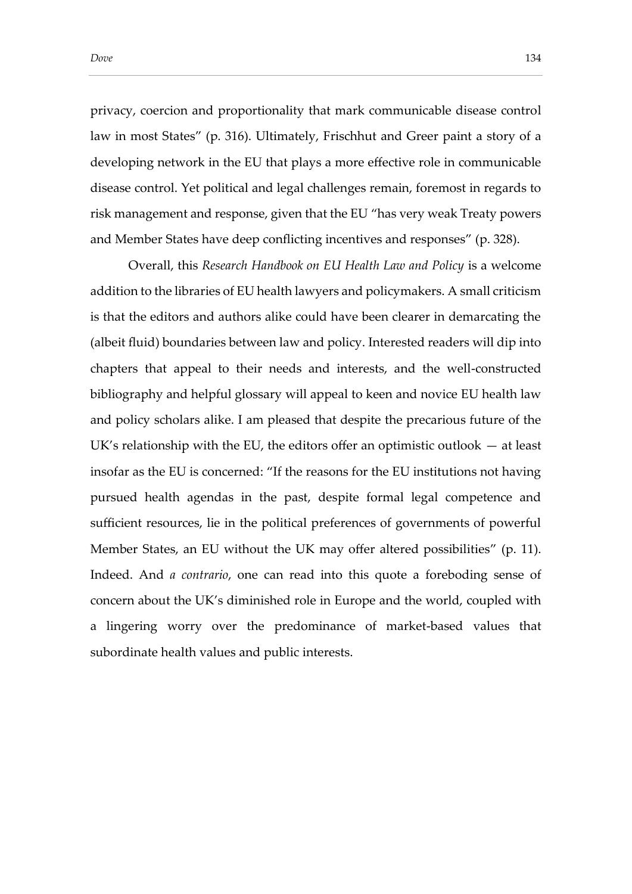privacy, coercion and proportionality that mark communicable disease control law in most States" (p. 316). Ultimately, Frischhut and Greer paint a story of a developing network in the EU that plays a more effective role in communicable disease control. Yet political and legal challenges remain, foremost in regards to risk management and response, given that the EU "has very weak Treaty powers and Member States have deep conflicting incentives and responses" (p. 328).

Overall, this *Research Handbook on EU Health Law and Policy* is a welcome addition to the libraries of EU health lawyers and policymakers. A small criticism is that the editors and authors alike could have been clearer in demarcating the (albeit fluid) boundaries between law and policy. Interested readers will dip into chapters that appeal to their needs and interests, and the well-constructed bibliography and helpful glossary will appeal to keen and novice EU health law and policy scholars alike. I am pleased that despite the precarious future of the UK's relationship with the EU, the editors offer an optimistic outlook — at least insofar as the EU is concerned: "If the reasons for the EU institutions not having pursued health agendas in the past, despite formal legal competence and sufficient resources, lie in the political preferences of governments of powerful Member States, an EU without the UK may offer altered possibilities" (p. 11). Indeed. And *a contrario*, one can read into this quote a foreboding sense of concern about the UK's diminished role in Europe and the world, coupled with a lingering worry over the predominance of market-based values that subordinate health values and public interests.